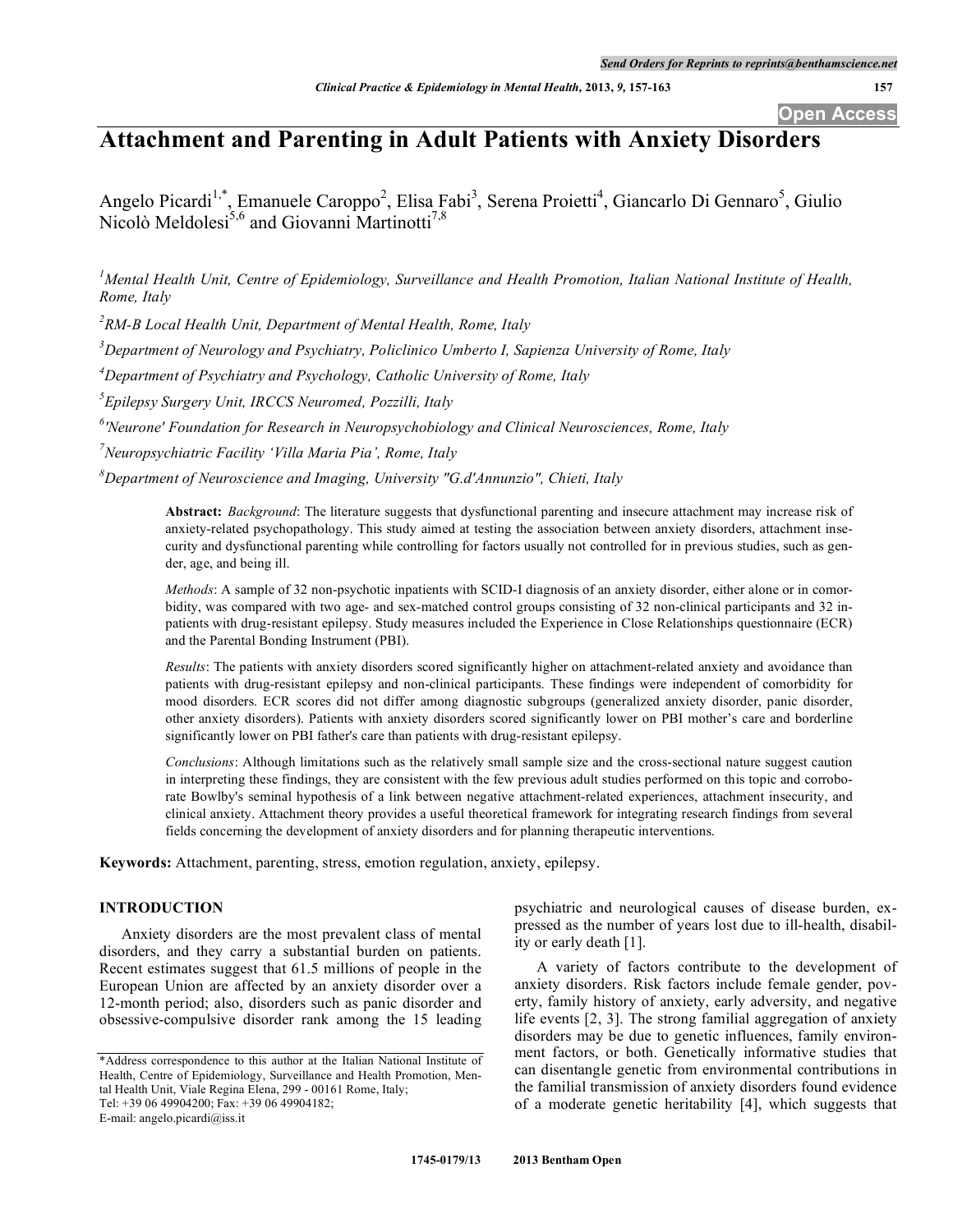# Attachment and Parenting in Adult Patients with Anxiety Disorders

Angelo Picardi[1,*], Emanuele Caroppo[2], Elisa Fabi[3], Serena Proietti[4], Giancarlo Di Gennaro[5], Giulio Nicolò Meldolesi[5,6] and Giovanni Martinotti[7,8]

*[1]Mental Health Unit, Centre of Epidemiology, Surveillance and Health Promotion, Italian National Institute of Health, Rome, Italy*

*[2]RM-B Local Health Unit, Department of Mental Health, Rome, Italy*

*[3]Department of Neurology and Psychiatry, Policlinico Umberto I, Sapienza University of Rome, Italy*

*[4]Department of Psychiatry and Psychology, Catholic University of Rome, Italy*

*[5]Epilepsy Surgery Unit, IRCCS Neuromed, Pozzilli, Italy*

*[6]'Neurone' Foundation for Research in Neuropsychobiology and Clinical Neurosciences, Rome, Italy*

*[7]Neuropsychiatric Facility 'Villa Maria Pia', Rome, Italy*

*[8]Department of Neuroscience and Imaging, University "G.d'Annunzio", Chieti, Italy*

**Abstract:** *Background*: The literature suggests that dysfunctional parenting and insecure attachment may increase risk of anxiety-related psychopathology. This study aimed at testing the association between anxiety disorders, attachment insecurity and dysfunctional parenting while controlling for factors usually not controlled for in previous studies, such as gender, age, and being ill.

*Methods*: A sample of 32 non-psychotic inpatients with SCID-I diagnosis of an anxiety disorder, either alone or in comorbidity, was compared with two age- and sex-matched control groups consisting of 32 non-clinical participants and 32 inpatients with drug-resistant epilepsy. Study measures included the Experience in Close Relationships questionnaire (ECR) and the Parental Bonding Instrument (PBI).

*Results*: The patients with anxiety disorders scored significantly higher on attachment-related anxiety and avoidance than patients with drug-resistant epilepsy and non-clinical participants. These findings were independent of comorbidity for mood disorders. ECR scores did not differ among diagnostic subgroups (generalized anxiety disorder, panic disorder, other anxiety disorders). Patients with anxiety disorders scored significantly lower on PBI mother's care and borderline significantly lower on PBI father's care than patients with drug-resistant epilepsy.

*Conclusions*: Although limitations such as the relatively small sample size and the cross-sectional nature suggest caution in interpreting these findings, they are consistent with the few previous adult studies performed on this topic and corroborate Bowlby's seminal hypothesis of a link between negative attachment-related experiences, attachment insecurity, and clinical anxiety. Attachment theory provides a useful theoretical framework for integrating research findings from several fields concerning the development of anxiety disorders and for planning therapeutic interventions.

**Keywords:** Attachment, parenting, stress, emotion regulation, anxiety, epilepsy.

## INTRODUCTION

Anxiety disorders are the most prevalent class of mental disorders, and they carry a substantial burden on patients. Recent estimates suggest that 61.5 millions of people in the European Union are affected by an anxiety disorder over a 12-month period; also, disorders such as panic disorder and obsessive-compulsive disorder rank among the 15 leading psychiatric and neurological causes of disease burden, expressed as the number of years lost due to ill-health, disability or early death [1].

A variety of factors contribute to the development of anxiety disorders. Risk factors include female gender, poverty, family history of anxiety, early adversity, and negative life events [2, 3]. The strong familial aggregation of anxiety disorders may be due to genetic influences, family environment factors, or both. Genetically informative studies that can disentangle genetic from environmental contributions in the familial transmission of anxiety disorders found evidence of a moderate genetic heritability [4], which suggests that

*Address correspondence to this author at the Italian National Institute of Health, Centre of Epidemiology, Surveillance and Health Promotion, Mental Health Unit, Viale Regina Elena, 299 - 00161 Rome, Italy; Tel: +39 06 49904200; Fax: +39 06 49904182; E-mail: angelo.picardi@iss.it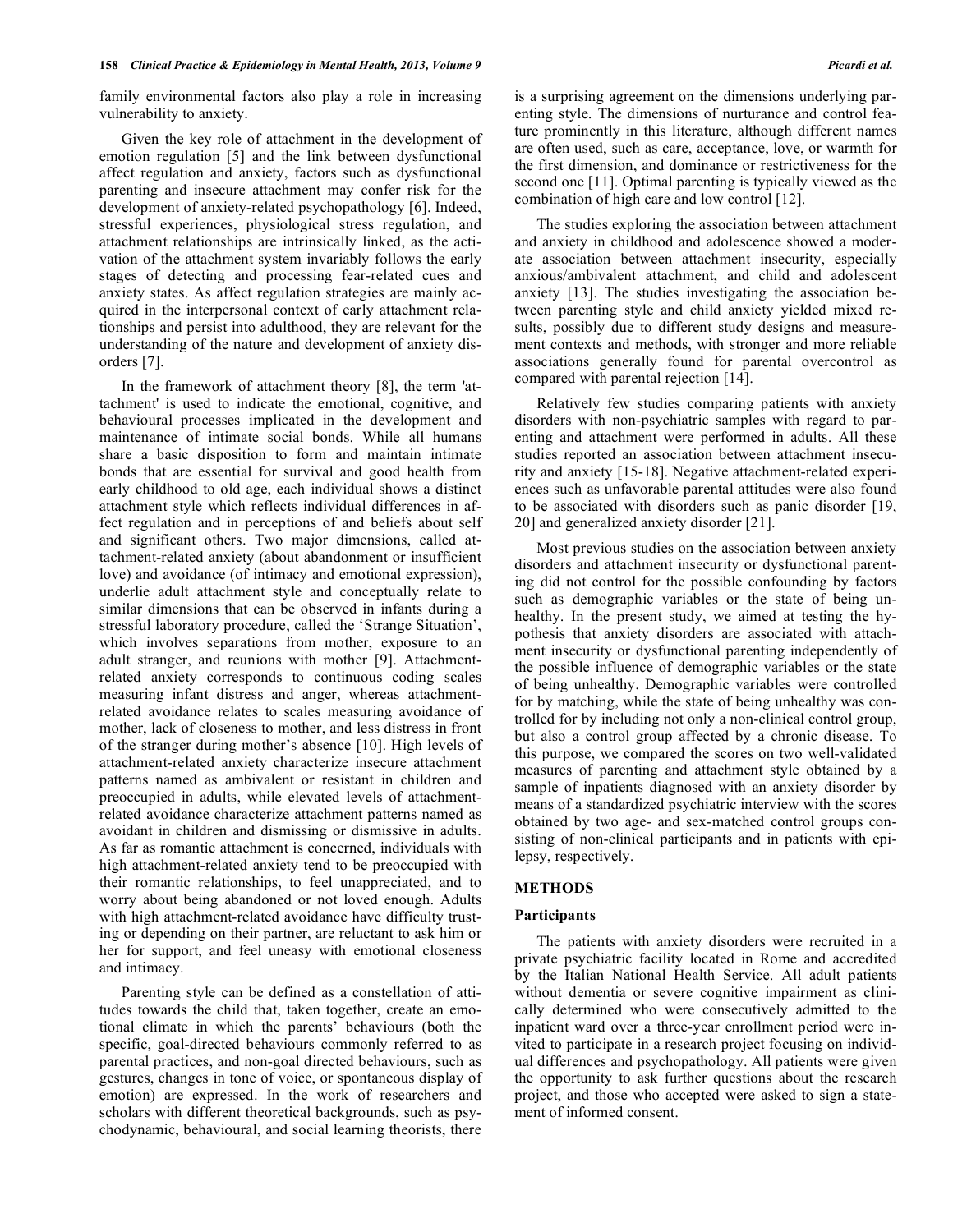family environmental factors also play a role in increasing vulnerability to anxiety.

Given the key role of attachment in the development of emotion regulation [5] and the link between dysfunctional affect regulation and anxiety, factors such as dysfunctional parenting and insecure attachment may confer risk for the development of anxiety-related psychopathology [6]. Indeed, stressful experiences, physiological stress regulation, and attachment relationships are intrinsically linked, as the activation of the attachment system invariably follows the early stages of detecting and processing fear-related cues and anxiety states. As affect regulation strategies are mainly acquired in the interpersonal context of early attachment relationships and persist into adulthood, they are relevant for the understanding of the nature and development of anxiety disorders [7].

In the framework of attachment theory [8], the term 'attachment' is used to indicate the emotional, cognitive, and behavioural processes implicated in the development and maintenance of intimate social bonds. While all humans share a basic disposition to form and maintain intimate bonds that are essential for survival and good health from early childhood to old age, each individual shows a distinct attachment style which reflects individual differences in affect regulation and in perceptions of and beliefs about self and significant others. Two major dimensions, called attachment-related anxiety (about abandonment or insufficient love) and avoidance (of intimacy and emotional expression), underlie adult attachment style and conceptually relate to similar dimensions that can be observed in infants during a stressful laboratory procedure, called the 'Strange Situation', which involves separations from mother, exposure to an adult stranger, and reunions with mother [9]. Attachment-related anxiety corresponds to continuous coding scales measuring infant distress and anger, whereas attachment-related avoidance relates to scales measuring avoidance of mother, lack of closeness to mother, and less distress in front of the stranger during mother's absence [10]. High levels of attachment-related anxiety characterize insecure attachment patterns named as ambivalent or resistant in children and preoccupied in adults, while elevated levels of attachment-related avoidance characterize attachment patterns named as avoidant in children and dismissing or dismissive in adults. As far as romantic attachment is concerned, individuals with high attachment-related anxiety tend to be preoccupied with their romantic relationships, to feel unappreciated, and to worry about being abandoned or not loved enough. Adults with high attachment-related avoidance have difficulty trusting or depending on their partner, are reluctant to ask him or her for support, and feel uneasy with emotional closeness and intimacy.

Parenting style can be defined as a constellation of attitudes towards the child that, taken together, create an emotional climate in which the parents' behaviours (both the specific, goal-directed behaviours commonly referred to as parental practices, and non-goal directed behaviours, such as gestures, changes in tone of voice, or spontaneous display of emotion) are expressed. In the work of researchers and scholars with different theoretical backgrounds, such as psychodynamic, behavioural, and social learning theorists, there is a surprising agreement on the dimensions underlying parenting style. The dimensions of nurturance and control feature prominently in this literature, although different names are often used, such as care, acceptance, love, or warmth for the first dimension, and dominance or restrictiveness for the second one [11]. Optimal parenting is typically viewed as the combination of high care and low control [12].

The studies exploring the association between attachment and anxiety in childhood and adolescence showed a moderate association between attachment insecurity, especially anxious/ambivalent attachment, and child and adolescent anxiety [13]. The studies investigating the association between parenting style and child anxiety yielded mixed results, possibly due to different study designs and measurement contexts and methods, with stronger and more reliable associations generally found for parental overcontrol as compared with parental rejection [14].

Relatively few studies comparing patients with anxiety disorders with non-psychiatric samples with regard to parenting and attachment were performed in adults. All these studies reported an association between attachment insecurity and anxiety [15-18]. Negative attachment-related experiences such as unfavorable parental attitudes were also found to be associated with disorders such as panic disorder [19, 20] and generalized anxiety disorder [21].

Most previous studies on the association between anxiety disorders and attachment insecurity or dysfunctional parenting did not control for the possible confounding by factors such as demographic variables or the state of being unhealthy. In the present study, we aimed at testing the hypothesis that anxiety disorders are associated with attachment insecurity or dysfunctional parenting independently of the possible influence of demographic variables or the state of being unhealthy. Demographic variables were controlled for by matching, while the state of being unhealthy was controlled for by including not only a non-clinical control group, but also a control group affected by a chronic disease. To this purpose, we compared the scores on two well-validated measures of parenting and attachment style obtained by a sample of inpatients diagnosed with an anxiety disorder by means of a standardized psychiatric interview with the scores obtained by two age- and sex-matched control groups consisting of non-clinical participants and in patients with epilepsy, respectively.

## METHODS

### Participants

The patients with anxiety disorders were recruited in a private psychiatric facility located in Rome and accredited by the Italian National Health Service. All adult patients without dementia or severe cognitive impairment as clinically determined who were consecutively admitted to the inpatient ward over a three-year enrollment period were invited to participate in a research project focusing on individual differences and psychopathology. All patients were given the opportunity to ask further questions about the research project, and those who accepted were asked to sign a statement of informed consent.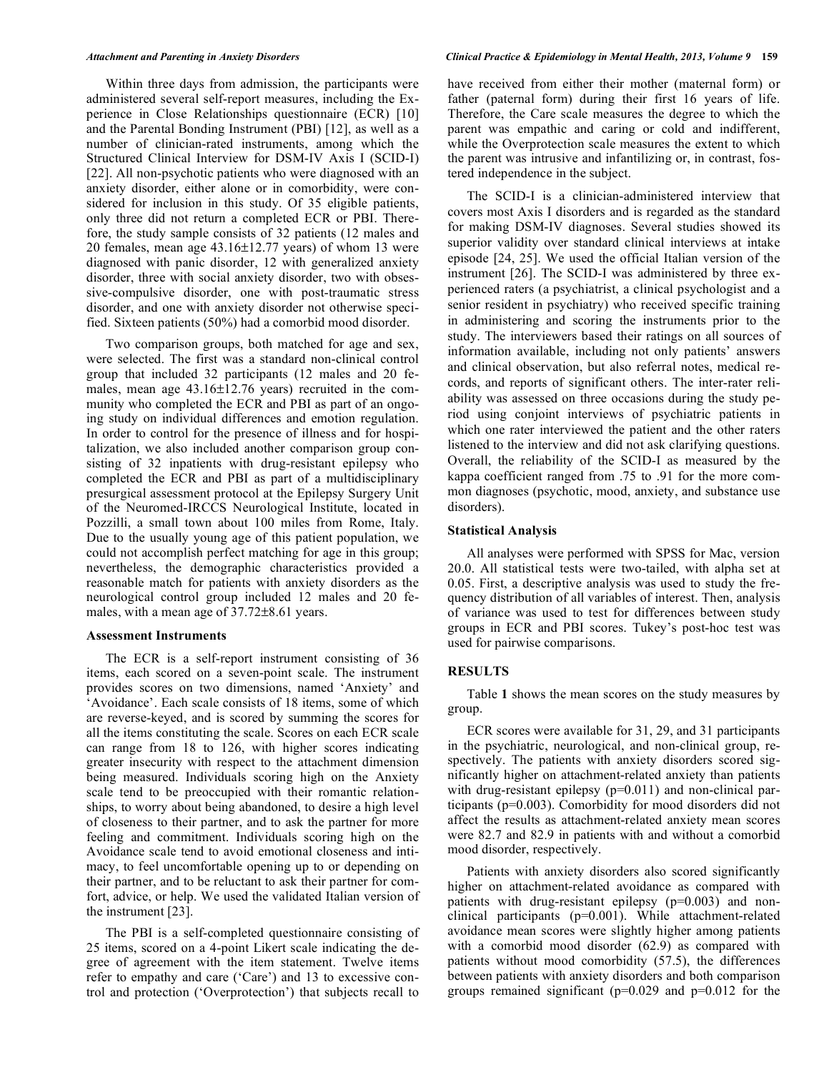Within three days from admission, the participants were administered several self-report measures, including the Experience in Close Relationships questionnaire (ECR) [10] and the Parental Bonding Instrument (PBI) [12], as well as a number of clinician-rated instruments, among which the Structured Clinical Interview for DSM-IV Axis I (SCID-I) [22]. All non-psychotic patients who were diagnosed with an anxiety disorder, either alone or in comorbidity, were considered for inclusion in this study. Of 35 eligible patients, only three did not return a completed ECR or PBI. Therefore, the study sample consists of 32 patients (12 males and 20 females, mean age 43.16±12.77 years) of whom 13 were diagnosed with panic disorder, 12 with generalized anxiety disorder, three with social anxiety disorder, two with obsessive-compulsive disorder, one with post-traumatic stress disorder, and one with anxiety disorder not otherwise specified. Sixteen patients (50%) had a comorbid mood disorder.

Two comparison groups, both matched for age and sex, were selected. The first was a standard non-clinical control group that included 32 participants (12 males and 20 females, mean age 43.16±12.76 years) recruited in the community who completed the ECR and PBI as part of an ongoing study on individual differences and emotion regulation. In order to control for the presence of illness and for hospitalization, we also included another comparison group consisting of 32 inpatients with drug-resistant epilepsy who completed the ECR and PBI as part of a multidisciplinary presurgical assessment protocol at the Epilepsy Surgery Unit of the Neuromed-IRCCS Neurological Institute, located in Pozzilli, a small town about 100 miles from Rome, Italy. Due to the usually young age of this patient population, we could not accomplish perfect matching for age in this group; nevertheless, the demographic characteristics provided a reasonable match for patients with anxiety disorders as the neurological control group included 12 males and 20 females, with a mean age of 37.72±8.61 years.

### Assessment Instruments

The ECR is a self-report instrument consisting of 36 items, each scored on a seven-point scale. The instrument provides scores on two dimensions, named 'Anxiety' and 'Avoidance'. Each scale consists of 18 items, some of which are reverse-keyed, and is scored by summing the scores for all the items constituting the scale. Scores on each ECR scale can range from 18 to 126, with higher scores indicating greater insecurity with respect to the attachment dimension being measured. Individuals scoring high on the Anxiety scale tend to be preoccupied with their romantic relationships, to worry about being abandoned, to desire a high level of closeness to their partner, and to ask the partner for more feeling and commitment. Individuals scoring high on the Avoidance scale tend to avoid emotional closeness and intimacy, to feel uncomfortable opening up to or depending on their partner, and to be reluctant to ask their partner for comfort, advice, or help. We used the validated Italian version of the instrument [23].

The PBI is a self-completed questionnaire consisting of 25 items, scored on a 4-point Likert scale indicating the degree of agreement with the item statement. Twelve items refer to empathy and care ('Care') and 13 to excessive control and protection ('Overprotection') that subjects recall to have received from either their mother (maternal form) or father (paternal form) during their first 16 years of life. Therefore, the Care scale measures the degree to which the parent was empathic and caring or cold and indifferent, while the Overprotection scale measures the extent to which the parent was intrusive and infantilizing or, in contrast, fostered independence in the subject.

The SCID-I is a clinician-administered interview that covers most Axis I disorders and is regarded as the standard for making DSM-IV diagnoses. Several studies showed its superior validity over standard clinical interviews at intake episode [24, 25]. We used the official Italian version of the instrument [26]. The SCID-I was administered by three experienced raters (a psychiatrist, a clinical psychologist and a senior resident in psychiatry) who received specific training in administering and scoring the instruments prior to the study. The interviewers based their ratings on all sources of information available, including not only patients' answers and clinical observation, but also referral notes, medical records, and reports of significant others. The inter-rater reliability was assessed on three occasions during the study period using conjoint interviews of psychiatric patients in which one rater interviewed the patient and the other raters listened to the interview and did not ask clarifying questions. Overall, the reliability of the SCID-I as measured by the kappa coefficient ranged from .75 to .91 for the more common diagnoses (psychotic, mood, anxiety, and substance use disorders).

### Statistical Analysis

All analyses were performed with SPSS for Mac, version 20.0. All statistical tests were two-tailed, with alpha set at 0.05. First, a descriptive analysis was used to study the frequency distribution of all variables of interest. Then, analysis of variance was used to test for differences between study groups in ECR and PBI scores. Tukey's post-hoc test was used for pairwise comparisons.

## RESULTS

Table **1** shows the mean scores on the study measures by group.

ECR scores were available for 31, 29, and 31 participants in the psychiatric, neurological, and non-clinical group, respectively. The patients with anxiety disorders scored significantly higher on attachment-related anxiety than patients with drug-resistant epilepsy ($p=0.011$) and non-clinical participants ($p=0.003$). Comorbidity for mood disorders did not affect the results as attachment-related anxiety mean scores were 82.7 and 82.9 in patients with and without a comorbid mood disorder, respectively.

Patients with anxiety disorders also scored significantly higher on attachment-related avoidance as compared with patients with drug-resistant epilepsy ($p=0.003$) and non-clinical participants ($p=0.001$). While attachment-related avoidance mean scores were slightly higher among patients with a comorbid mood disorder (62.9) as compared with patients without mood comorbidity (57.5), the differences between patients with anxiety disorders and both comparison groups remained significant ($p=0.029$ and $p=0.012$ for the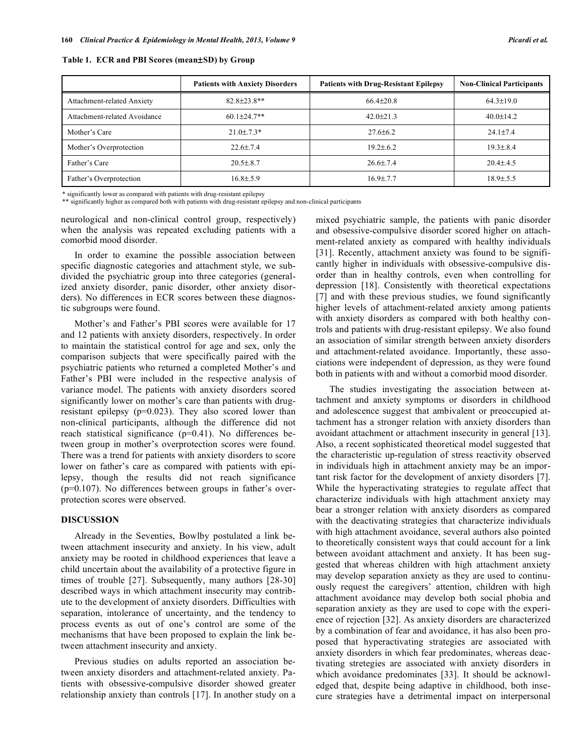**Table 1. ECR and PBI Scores (mean±SD) by Group**

| | Patients with Anxiety Disorders | Patients with Drug-Resistant Epilepsy | Non-Clinical Participants |
|---|---|---|---|
| Attachment-related Anxiety | 82.8±23.8** | 66.4±20.8 | 64.3±19.0 |
| Attachment-related Avoidance | 60.1±24.7** | 42.0±21.3 | 40.0±14.2 |
| Mother's Care | 21.0±.7.3* | 27.6±6.2 | 24.1±7.4 |
| Mother's Overprotection | 22.6±.7.4 | 19.2±.6.2 | 19.3±.8.4 |
| Father's Care | 20.5±.8.7 | 26.6±.7.4 | 20.4±.4.5 |
| Father's Overprotection | 16.8±.5.9 | 16.9±.7.7 | 18.9±.5.5 |

* significantly lower as compared with patients with drug-resistant epilepsy
** significantly higher as compared both with patients with drug-resistant epilepsy and non-clinical participants

neurological and non-clinical control group, respectively) when the analysis was repeated excluding patients with a comorbid mood disorder.

In order to examine the possible association between specific diagnostic categories and attachment style, we subdivided the psychiatric group into three categories (generalized anxiety disorder, panic disorder, other anxiety disorders). No differences in ECR scores between these diagnostic subgroups were found.

Mother's and Father's PBI scores were available for 17 and 12 patients with anxiety disorders, respectively. In order to maintain the statistical control for age and sex, only the comparison subjects that were specifically paired with the psychiatric patients who returned a completed Mother's and Father's PBI were included in the respective analysis of variance model. The patients with anxiety disorders scored significantly lower on mother's care than patients with drug-resistant epilepsy ($p=0.023$). They also scored lower than non-clinical participants, although the difference did not reach statistical significance ($p=0.41$). No differences between group in mother's overprotection scores were found. There was a trend for patients with anxiety disorders to score lower on father's care as compared with patients with epilepsy, though the results did not reach significance ($p=0.107$). No differences between groups in father's overprotection scores were observed.

## DISCUSSION

Already in the Seventies, Bowlby postulated a link between attachment insecurity and anxiety. In his view, adult anxiety may be rooted in childhood experiences that leave a child uncertain about the availability of a protective figure in times of trouble [27]. Subsequently, many authors [28-30] described ways in which attachment insecurity may contribute to the development of anxiety disorders. Difficulties with separation, intolerance of uncertainty, and the tendency to process events as out of one's control are some of the mechanisms that have been proposed to explain the link between attachment insecurity and anxiety.

Previous studies on adults reported an association between anxiety disorders and attachment-related anxiety. Patients with obsessive-compulsive disorder showed greater relationship anxiety than controls [17]. In another study on a mixed psychiatric sample, the patients with panic disorder and obsessive-compulsive disorder scored higher on attachment-related anxiety as compared with healthy individuals [31]. Recently, attachment anxiety was found to be significantly higher in individuals with obsessive-compulsive disorder than in healthy controls, even when controlling for depression [18]. Consistently with theoretical expectations [7] and with these previous studies, we found significantly higher levels of attachment-related anxiety among patients with anxiety disorders as compared with both healthy controls and patients with drug-resistant epilepsy. We also found an association of similar strength between anxiety disorders and attachment-related avoidance. Importantly, these associations were independent of depression, as they were found both in patients with and without a comorbid mood disorder.

The studies investigating the association between attachment and anxiety symptoms or disorders in childhood and adolescence suggest that ambivalent or preoccupied attachment has a stronger relation with anxiety disorders than avoidant attachment or attachment insecurity in general [13]. Also, a recent sophisticated theoretical model suggested that the characteristic up-regulation of stress reactivity observed in individuals high in attachment anxiety may be an important risk factor for the development of anxiety disorders [7]. While the hyperactivating strategies to regulate affect that characterize individuals with high attachment anxiety may bear a stronger relation with anxiety disorders as compared with the deactivating strategies that characterize individuals with high attachment avoidance, several authors also pointed to theoretically consistent ways that could account for a link between avoidant attachment and anxiety. It has been suggested that whereas children with high attachment anxiety may develop separation anxiety as they are used to continuously request the caregivers' attention, children with high attachment avoidance may develop both social phobia and separation anxiety as they are used to cope with the experience of rejection [32]. As anxiety disorders are characterized by a combination of fear and avoidance, it has also been proposed that hyperactivating strategies are associated with anxiety disorders in which fear predominates, whereas deactivating stretegies are associated with anxiety disorders in which avoidance predominates [33]. It should be acknowledged that, despite being adaptive in childhood, both insecure strategies have a detrimental impact on interpersonal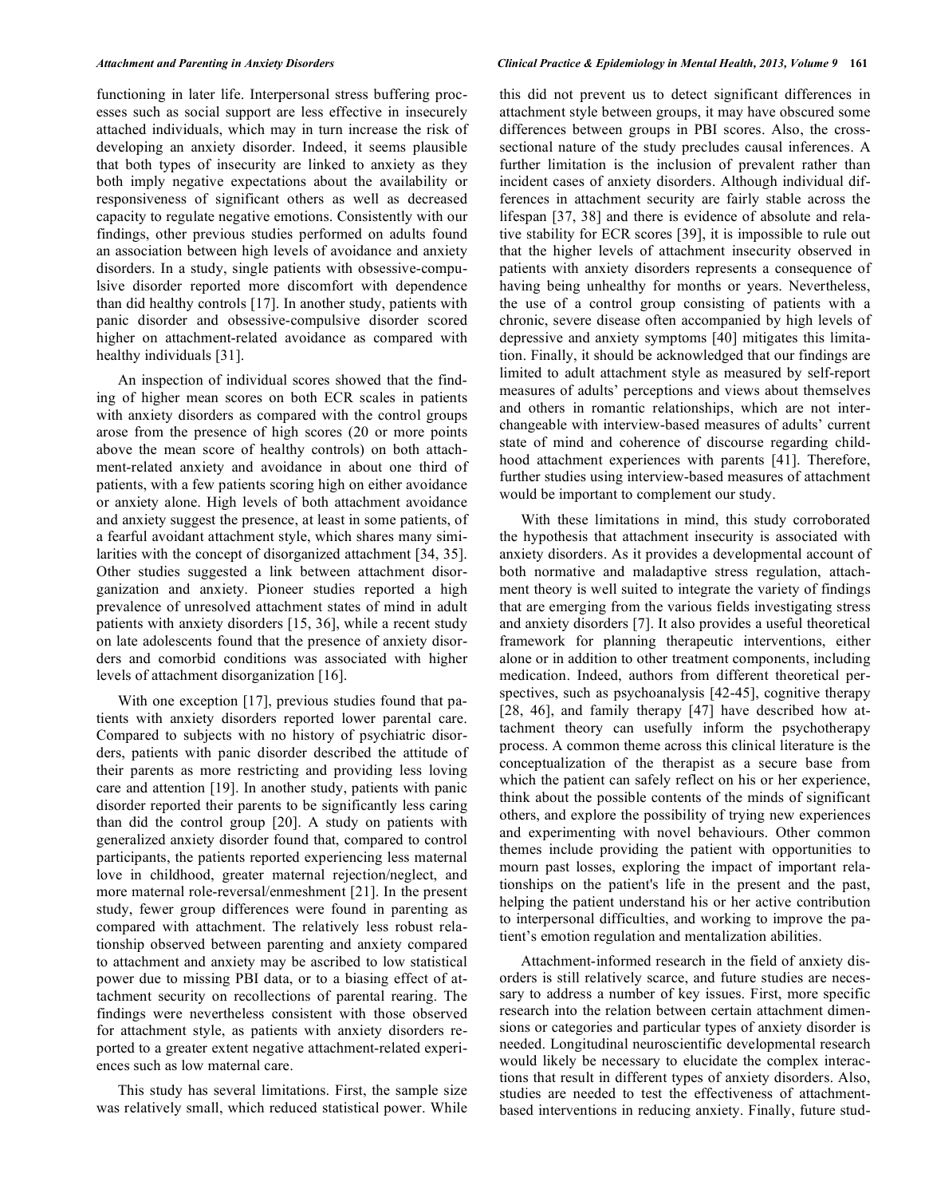functioning in later life. Interpersonal stress buffering processes such as social support are less effective in insecurely attached individuals, which may in turn increase the risk of developing an anxiety disorder. Indeed, it seems plausible that both types of insecurity are linked to anxiety as they both imply negative expectations about the availability or responsiveness of significant others as well as decreased capacity to regulate negative emotions. Consistently with our findings, other previous studies performed on adults found an association between high levels of avoidance and anxiety disorders. In a study, single patients with obsessive-compulsive disorder reported more discomfort with dependence than did healthy controls [17]. In another study, patients with panic disorder and obsessive-compulsive disorder scored higher on attachment-related avoidance as compared with healthy individuals [31].

An inspection of individual scores showed that the finding of higher mean scores on both ECR scales in patients with anxiety disorders as compared with the control groups arose from the presence of high scores (20 or more points above the mean score of healthy controls) on both attachment-related anxiety and avoidance in about one third of patients, with a few patients scoring high on either avoidance or anxiety alone. High levels of both attachment avoidance and anxiety suggest the presence, at least in some patients, of a fearful avoidant attachment style, which shares many similarities with the concept of disorganized attachment [34, 35]. Other studies suggested a link between attachment disorganization and anxiety. Pioneer studies reported a high prevalence of unresolved attachment states of mind in adult patients with anxiety disorders [15, 36], while a recent study on late adolescents found that the presence of anxiety disorders and comorbid conditions was associated with higher levels of attachment disorganization [16].

With one exception [17], previous studies found that patients with anxiety disorders reported lower parental care. Compared to subjects with no history of psychiatric disorders, patients with panic disorder described the attitude of their parents as more restricting and providing less loving care and attention [19]. In another study, patients with panic disorder reported their parents to be significantly less caring than did the control group [20]. A study on patients with generalized anxiety disorder found that, compared to control participants, the patients reported experiencing less maternal love in childhood, greater maternal rejection/neglect, and more maternal role-reversal/enmeshment [21]. In the present study, fewer group differences were found in parenting as compared with attachment. The relatively less robust relationship observed between parenting and anxiety compared to attachment and anxiety may be ascribed to low statistical power due to missing PBI data, or to a biasing effect of attachment security on recollections of parental rearing. The findings were nevertheless consistent with those observed for attachment style, as patients with anxiety disorders reported to a greater extent negative attachment-related experiences such as low maternal care.

This study has several limitations. First, the sample size was relatively small, which reduced statistical power. While this did not prevent us to detect significant differences in attachment style between groups, it may have obscured some differences between groups in PBI scores. Also, the cross-sectional nature of the study precludes causal inferences. A further limitation is the inclusion of prevalent rather than incident cases of anxiety disorders. Although individual differences in attachment security are fairly stable across the lifespan [37, 38] and there is evidence of absolute and relative stability for ECR scores [39], it is impossible to rule out that the higher levels of attachment insecurity observed in patients with anxiety disorders represents a consequence of having being unhealthy for months or years. Nevertheless, the use of a control group consisting of patients with a chronic, severe disease often accompanied by high levels of depressive and anxiety symptoms [40] mitigates this limitation. Finally, it should be acknowledged that our findings are limited to adult attachment style as measured by self-report measures of adults' perceptions and views about themselves and others in romantic relationships, which are not interchangeable with interview-based measures of adults' current state of mind and coherence of discourse regarding childhood attachment experiences with parents [41]. Therefore, further studies using interview-based measures of attachment would be important to complement our study.

With these limitations in mind, this study corroborated the hypothesis that attachment insecurity is associated with anxiety disorders. As it provides a developmental account of both normative and maladaptive stress regulation, attachment theory is well suited to integrate the variety of findings that are emerging from the various fields investigating stress and anxiety disorders [7]. It also provides a useful theoretical framework for planning therapeutic interventions, either alone or in addition to other treatment components, including medication. Indeed, authors from different theoretical perspectives, such as psychoanalysis [42-45], cognitive therapy [28, 46], and family therapy [47] have described how attachment theory can usefully inform the psychotherapy process. A common theme across this clinical literature is the conceptualization of the therapist as a secure base from which the patient can safely reflect on his or her experience, think about the possible contents of the minds of significant others, and explore the possibility of trying new experiences and experimenting with novel behaviours. Other common themes include providing the patient with opportunities to mourn past losses, exploring the impact of important relationships on the patient's life in the present and the past, helping the patient understand his or her active contribution to interpersonal difficulties, and working to improve the patient's emotion regulation and mentalization abilities.

Attachment-informed research in the field of anxiety disorders is still relatively scarce, and future studies are necessary to address a number of key issues. First, more specific research into the relation between certain attachment dimensions or categories and particular types of anxiety disorder is needed. Longitudinal neuroscientific developmental research would likely be necessary to elucidate the complex interactions that result in different types of anxiety disorders. Also, studies are needed to test the effectiveness of attachment-based interventions in reducing anxiety. Finally, future stud-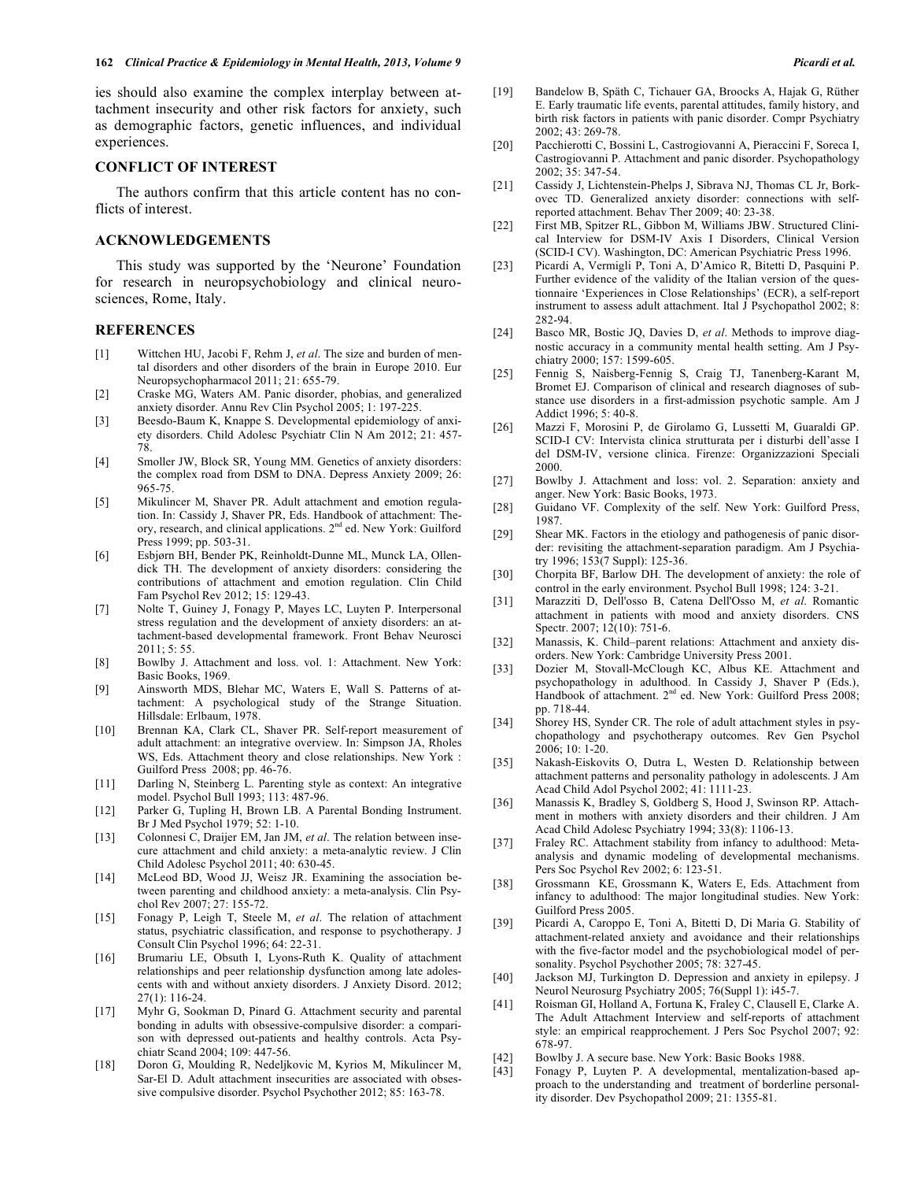ies should also examine the complex interplay between attachment insecurity and other risk factors for anxiety, such as demographic factors, genetic influences, and individual experiences.

## CONFLICT OF INTEREST

The authors confirm that this article content has no conflicts of interest.

## ACKNOWLEDGEMENTS

This study was supported by the 'Neurone' Foundation for research in neuropsychobiology and clinical neurosciences, Rome, Italy.

## REFERENCES

[1] Wittchen HU, Jacobi F, Rehm J, *et al*. The size and burden of mental disorders and other disorders of the brain in Europe 2010. Eur Neuropsychopharmacol 2011; 21: 655-79.

[2] Craske MG, Waters AM. Panic disorder, phobias, and generalized anxiety disorder. Annu Rev Clin Psychol 2005; 1: 197-225.

[3] Beesdo-Baum K, Knappe S. Developmental epidemiology of anxiety disorders. Child Adolesc Psychiatr Clin N Am 2012; 21: 457-78.

[4] Smoller JW, Block SR, Young MM. Genetics of anxiety disorders: the complex road from DSM to DNA. Depress Anxiety 2009; 26: 965-75.

[5] Mikulincer M, Shaver PR. Adult attachment and emotion regulation. In: Cassidy J, Shaver PR, Eds. Handbook of attachment: Theory, research, and clinical applications. 2nd ed. New York: Guilford Press 1999; pp. 503-31.

[6] Esbjørn BH, Bender PK, Reinholdt-Dunne ML, Munck LA, Ollendick TH. The development of anxiety disorders: considering the contributions of attachment and emotion regulation. Clin Child Fam Psychol Rev 2012; 15: 129-43.

[7] Nolte T, Guiney J, Fonagy P, Mayes LC, Luyten P. Interpersonal stress regulation and the development of anxiety disorders: an attachment-based developmental framework. Front Behav Neurosci 2011; 5: 55.

[8] Bowlby J. Attachment and loss. vol. 1: Attachment. New York: Basic Books, 1969.

[9] Ainsworth MDS, Blehar MC, Waters E, Wall S. Patterns of attachment: A psychological study of the Strange Situation. Hillsdale: Erlbaum, 1978.

[10] Brennan KA, Clark CL, Shaver PR. Self-report measurement of adult attachment: an integrative overview. In: Simpson JA, Rholes WS, Eds. Attachment theory and close relationships. New York : Guilford Press 2008; pp. 46-76.

[11] Darling N, Steinberg L. Parenting style as context: An integrative model. Psychol Bull 1993; 113: 487-96.

[12] Parker G, Tupling H, Brown LB. A Parental Bonding Instrument. Br J Med Psychol 1979; 52: 1-10.

[13] Colonnesi C, Draijer EM, Jan JM, *et al*. The relation between insecure attachment and child anxiety: a meta-analytic review. J Clin Child Adolesc Psychol 2011; 40: 630-45.

[14] McLeod BD, Wood JJ, Weisz JR. Examining the association between parenting and childhood anxiety: a meta-analysis. Clin Psychol Rev 2007; 27: 155-72.

[15] Fonagy P, Leigh T, Steele M, *et al*. The relation of attachment status, psychiatric classification, and response to psychotherapy. J Consult Clin Psychol 1996; 64: 22-31.

[16] Brumariu LE, Obsuth I, Lyons-Ruth K. Quality of attachment relationships and peer relationship dysfunction among late adolescents with and without anxiety disorders. J Anxiety Disord. 2012; 27(1): 116-24.

[17] Myhr G, Sookman D, Pinard G. Attachment security and parental bonding in adults with obsessive-compulsive disorder: a comparison with depressed out-patients and healthy controls. Acta Psychiatr Scand 2004; 109: 447-56.

[18] Doron G, Moulding R, Nedeljkovic M, Kyrios M, Mikulincer M, Sar-El D. Adult attachment insecurities are associated with obsessive compulsive disorder. Psychol Psychother 2012; 85: 163-78.

[19] Bandelow B, Späth C, Tichauer GA, Broocks A, Hajak G, Rüther E. Early traumatic life events, parental attitudes, family history, and birth risk factors in patients with panic disorder. Compr Psychiatry 2002; 43: 269-78.

[20] Pacchierotti C, Bossini L, Castrogiovanni A, Pieraccini F, Soreca I, Castrogiovanni P. Attachment and panic disorder. Psychopathology 2002; 35: 347-54.

[21] Cassidy J, Lichtenstein-Phelps J, Sibrava NJ, Thomas CL Jr, Borkovec TD. Generalized anxiety disorder: connections with self-reported attachment. Behav Ther 2009; 40: 23-38.

[22] First MB, Spitzer RL, Gibbon M, Williams JBW. Structured Clinical Interview for DSM-IV Axis I Disorders, Clinical Version (SCID-I CV). Washington, DC: American Psychiatric Press 1996.

[23] Picardi A, Vermigli P, Toni A, D'Amico R, Bitetti D, Pasquini P. Further evidence of the validity of the Italian version of the questionnaire 'Experiences in Close Relationships' (ECR), a self-report instrument to assess adult attachment. Ital J Psychopathol 2002; 8: 282-94.

[24] Basco MR, Bostic JQ, Davies D, *et al*. Methods to improve diagnostic accuracy in a community mental health setting. Am J Psychiatry 2000; 157: 1599-605.

[25] Fennig S, Naisberg-Fennig S, Craig TJ, Tanenberg-Karant M, Bromet EJ. Comparison of clinical and research diagnoses of substance use disorders in a first-admission psychotic sample. Am J Addict 1996; 5: 40-8.

[26] Mazzi F, Morosini P, de Girolamo G, Lussetti M, Guaraldi GP. SCID-I CV: Intervista clinica strutturata per i disturbi dell'asse I del DSM-IV, versione clinica. Firenze: Organizzazioni Speciali 2000.

[27] Bowlby J. Attachment and loss: vol. 2. Separation: anxiety and anger. New York: Basic Books, 1973.

[28] Guidano VF. Complexity of the self. New York: Guilford Press, 1987.

[29] Shear MK. Factors in the etiology and pathogenesis of panic disorder: revisiting the attachment-separation paradigm. Am J Psychiatry 1996; 153(7 Suppl): 125-36.

[30] Chorpita BF, Barlow DH. The development of anxiety: the role of control in the early environment. Psychol Bull 1998; 124: 3-21.

[31] Marazziti D, Dell'osso B, Catena Dell'Osso M, *et al*. Romantic attachment in patients with mood and anxiety disorders. CNS Spectr. 2007; 12(10): 751-6.

[32] Manassis, K. Child–parent relations: Attachment and anxiety disorders. New York: Cambridge University Press 2001.

[33] Dozier M, Stovall-McClough KC, Albus KE. Attachment and psychopathology in adulthood. In Cassidy J, Shaver P (Eds.), Handbook of attachment. 2nd ed. New York: Guilford Press 2008; pp. 718-44.

[34] Shorey HS, Synder CR. The role of adult attachment styles in psychopathology and psychotherapy outcomes. Rev Gen Psychol 2006; 10: 1-20.

[35] Nakash-Eiskovits O, Dutra L, Westen D. Relationship between attachment patterns and personality pathology in adolescents. J Am Acad Child Adol Psychol 2002; 41: 1111-23.

[36] Manassis K, Bradley S, Goldberg S, Hood J, Swinson RP. Attachment in mothers with anxiety disorders and their children. J Am Acad Child Adolesc Psychiatry 1994; 33(8): 1106-13.

[37] Fraley RC. Attachment stability from infancy to adulthood: Meta-analysis and dynamic modeling of developmental mechanisms. Pers Soc Psychol Rev 2002; 6: 123-51.

[38] Grossmann KE, Grossmann K, Waters E, Eds. Attachment from infancy to adulthood: The major longitudinal studies. New York: Guilford Press 2005.

[39] Picardi A, Caroppo E, Toni A, Bitetti D, Di Maria G. Stability of attachment-related anxiety and avoidance and their relationships with the five-factor model and the psychobiological model of personality. Psychol Psychother 2005; 78: 327-45.

[40] Jackson MJ, Turkington D. Depression and anxiety in epilepsy. J Neurol Neurosurg Psychiatry 2005; 76(Suppl 1): i45-7.

[41] Roisman GI, Holland A, Fortuna K, Fraley C, Clausell E, Clarke A. The Adult Attachment Interview and self-reports of attachment style: an empirical reapprochement. J Pers Soc Psychol 2007; 92: 678-97.

[42] Bowlby J. A secure base. New York: Basic Books 1988.

[43] Fonagy P, Luyten P. A developmental, mentalization-based approach to the understanding and treatment of borderline personality disorder. Dev Psychopathol 2009; 21: 1355-81.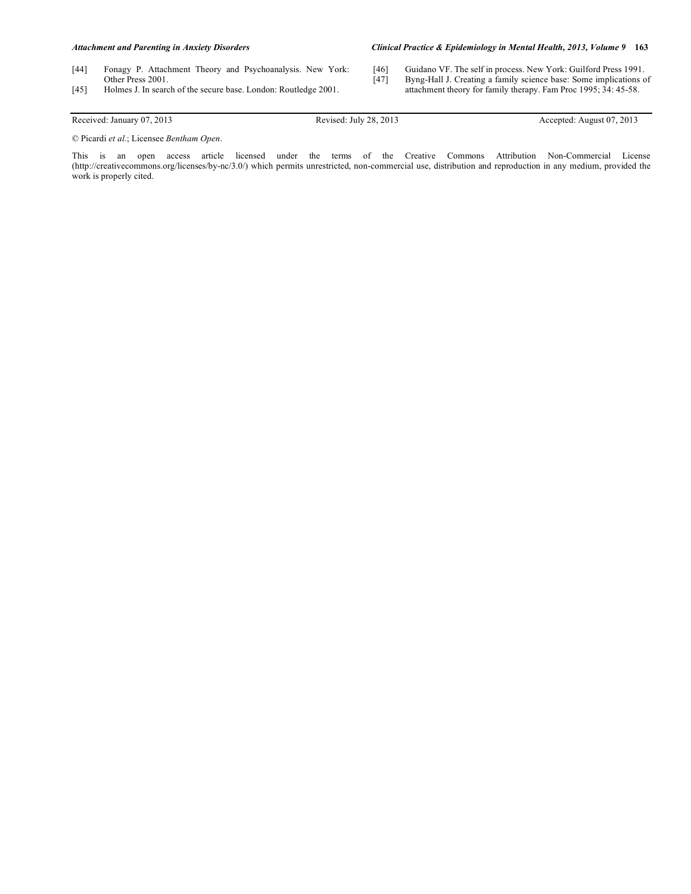[44] Fonagy P. Attachment Theory and Psychoanalysis. New York: Other Press 2001.

[45] Holmes J. In search of the secure base. London: Routledge 2001.

[46] Guidano VF. The self in process. New York: Guilford Press 1991.

[47] Byng-Hall J. Creating a family science base: Some implications of attachment theory for family therapy. Fam Proc 1995; 34: 45-58.

Received: January 07, 2013 Revised: July 28, 2013 Accepted: August 07, 2013

© Picardi *et al.*; Licensee *Bentham Open*.

This is an open access article licensed under the terms of the Creative Commons Attribution Non-Commercial License (http://creativecommons.org/licenses/by-nc/3.0/) which permits unrestricted, non-commercial use, distribution and reproduction in any medium, provided the work is properly cited.